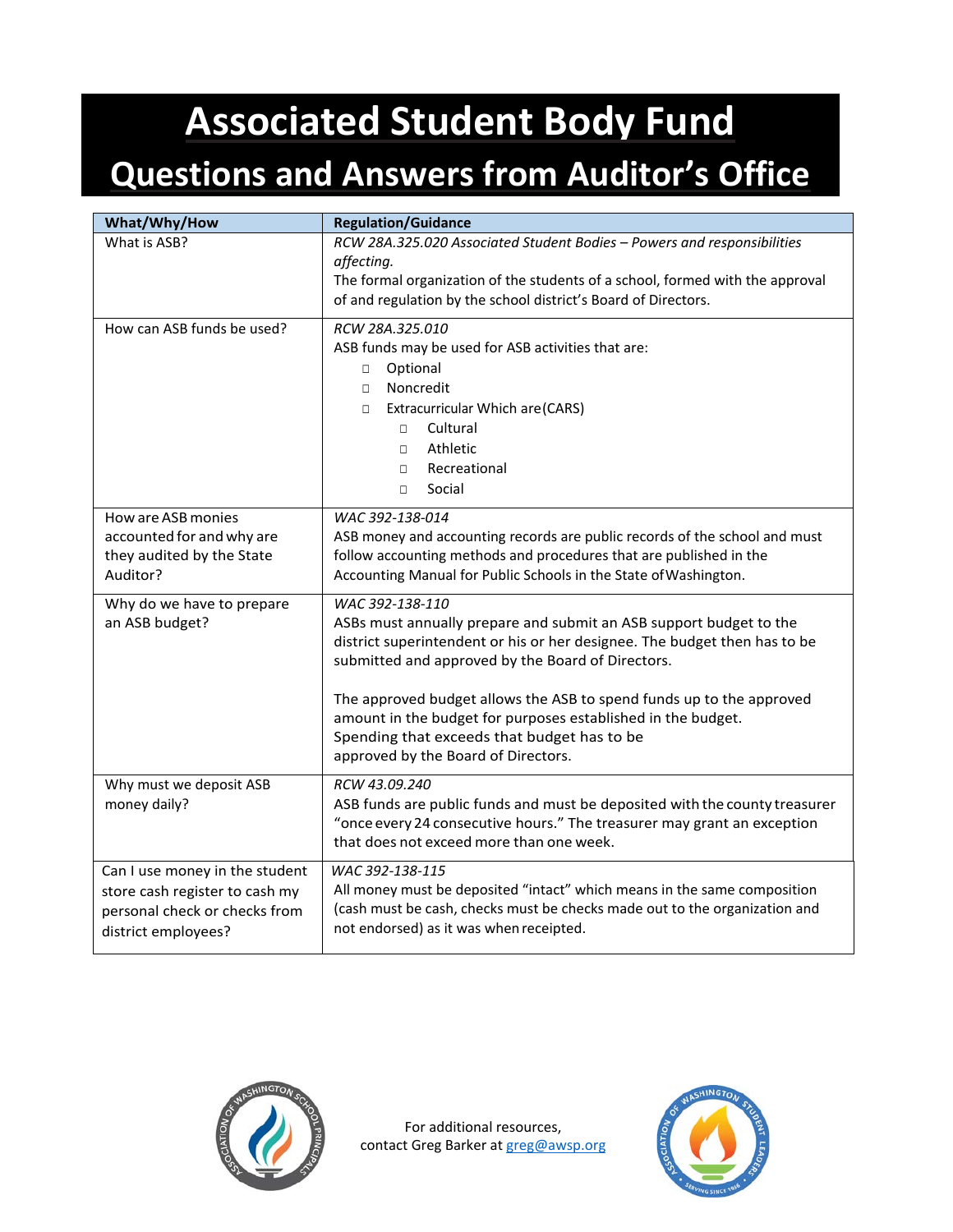# Associated Student Body Fund

## Questions and Answers from Auditor's Office

| What/Why/How | Regulation/Guidance |
|---|---|
| What is ASB? | *RCW 28A.325.020 Associated Student Bodies – Powers and responsibilities affecting.*<br>The formal organization of the students of a school, formed with the approval of and regulation by the school district's Board of Directors. |
| How can ASB funds be used? | *RCW 28A.325.010*<br>ASB funds may be used for ASB activities that are:<br>▫ Optional<br>▫ Noncredit<br>▫ Extracurricular Which are(CARS)<br>&nbsp;&nbsp;&nbsp;&nbsp;▫ Cultural<br>&nbsp;&nbsp;&nbsp;&nbsp;▫ Athletic<br>&nbsp;&nbsp;&nbsp;&nbsp;▫ Recreational<br>&nbsp;&nbsp;&nbsp;&nbsp;▫ Social |
| How are ASB monies accounted for and why are they audited by the State Auditor? | *WAC 392-138-014*<br>ASB money and accounting records are public records of the school and must follow accounting methods and procedures that are published in the Accounting Manual for Public Schools in the State of Washington. |
| Why do we have to prepare an ASB budget? | *WAC 392-138-110*<br>ASBs must annually prepare and submit an ASB support budget to the district superintendent or his or her designee. The budget then has to be submitted and approved by the Board of Directors.<br><br>The approved budget allows the ASB to spend funds up to the approved amount in the budget for purposes established in the budget. Spending that exceeds that budget has to be approved by the Board of Directors. |
| Why must we deposit ASB money daily? | *RCW 43.09.240*<br>ASB funds are public funds and must be deposited with the county treasurer "once every 24 consecutive hours." The treasurer may grant an exception that does not exceed more than one week. |
| Can I use money in the student store cash register to cash my personal check or checks from district employees? | *WAC 392-138-115*<br>All money must be deposited "intact" which means in the same composition (cash must be cash, checks must be checks made out to the organization and not endorsed) as it was when receipted. |

For additional resources, contact Greg Barker at greg@awsp.org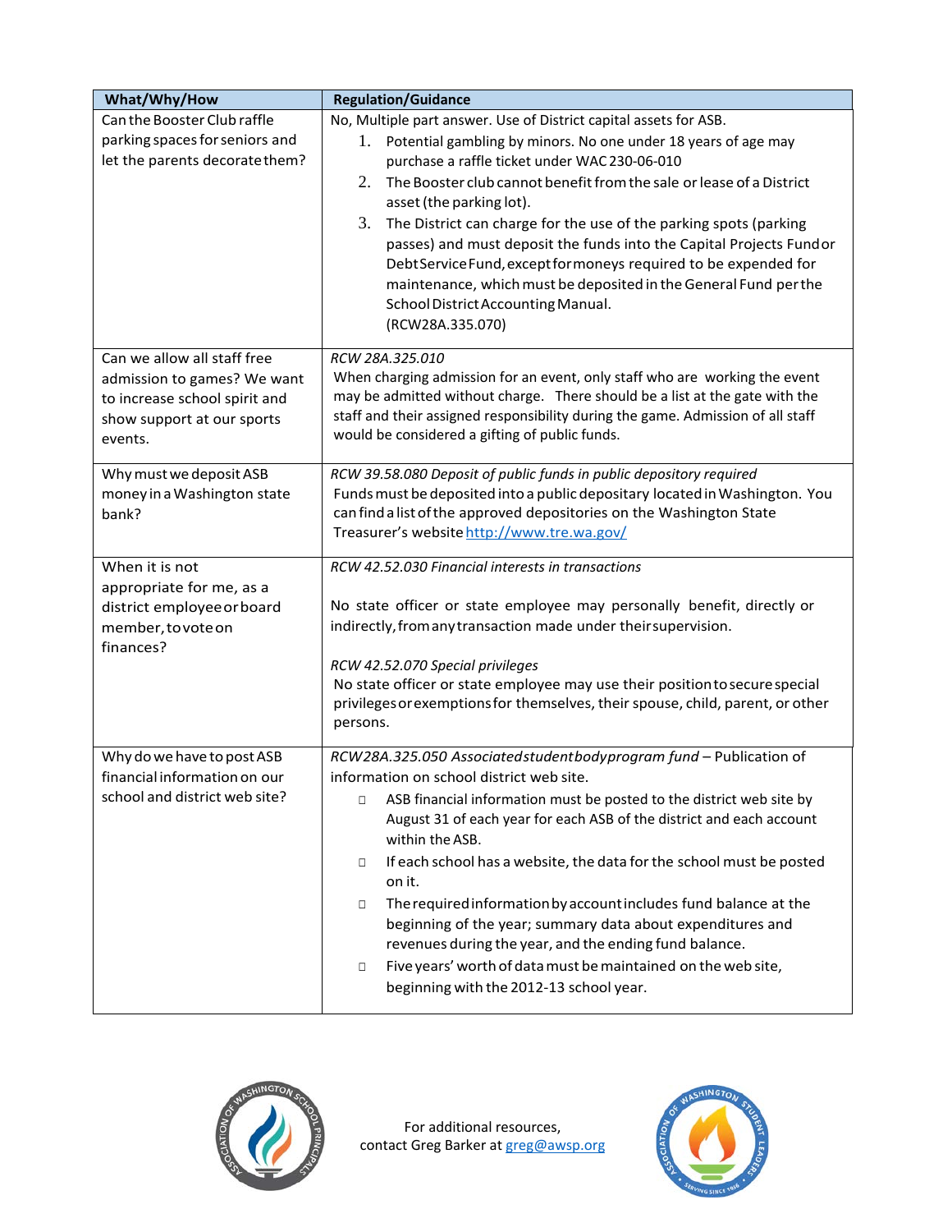| What/Why/How | Regulation/Guidance |
|---|---|
| Can the Booster Club raffle parking spaces for seniors and let the parents decorate them? | No, Multiple part answer. Use of District capital assets for ASB.<br>1. Potential gambling by minors. No one under 18 years of age may purchase a raffle ticket under WAC 230-06-010<br>2. The Booster club cannot benefit from the sale or lease of a District asset (the parking lot).<br>3. The District can charge for the use of the parking spots (parking passes) and must deposit the funds into the Capital Projects Fund or Debt Service Fund, except for moneys required to be expended for maintenance, which must be deposited in the General Fund per the School District Accounting Manual.<br>(RCW28A.335.070) |
| Can we allow all staff free admission to games? We want to increase school spirit and show support at our sports events. | *RCW 28A.325.010*<br>When charging admission for an event, only staff who are working the event may be admitted without charge. There should be a list at the gate with the staff and their assigned responsibility during the game. Admission of all staff would be considered a gifting of public funds. |
| Why must we deposit ASB money in a Washington state bank? | *RCW 39.58.080 Deposit of public funds in public depository required*<br>Funds must be deposited into a public depositary located in Washington. You can find a list of the approved depositories on the Washington State Treasurer's website http://www.tre.wa.gov/ |
| When it is not appropriate for me, as a district employee or board member, to vote on finances? | *RCW 42.52.030 Financial interests in transactions*<br><br>No state officer or state employee may personally benefit, directly or indirectly, from any transaction made under their supervision.<br><br>*RCW 42.52.070 Special privileges*<br>No state officer or state employee may use their position to secure special privileges or exemptions for themselves, their spouse, child, parent, or other persons. |
| Why do we have to post ASB financial information on our school and district web site? | *RCW28A.325.050 Associated student body program fund* – Publication of information on school district web site.<br>- ASB financial information must be posted to the district web site by August 31 of each year for each ASB of the district and each account within the ASB.<br>- If each school has a website, the data for the school must be posted on it.<br>- The required information by account includes fund balance at the beginning of the year; summary data about expenditures and revenues during the year, and the ending fund balance.<br>- Five years' worth of data must be maintained on the web site, beginning with the 2012-13 school year. |

For additional resources,
contact Greg Barker at greg@awsp.org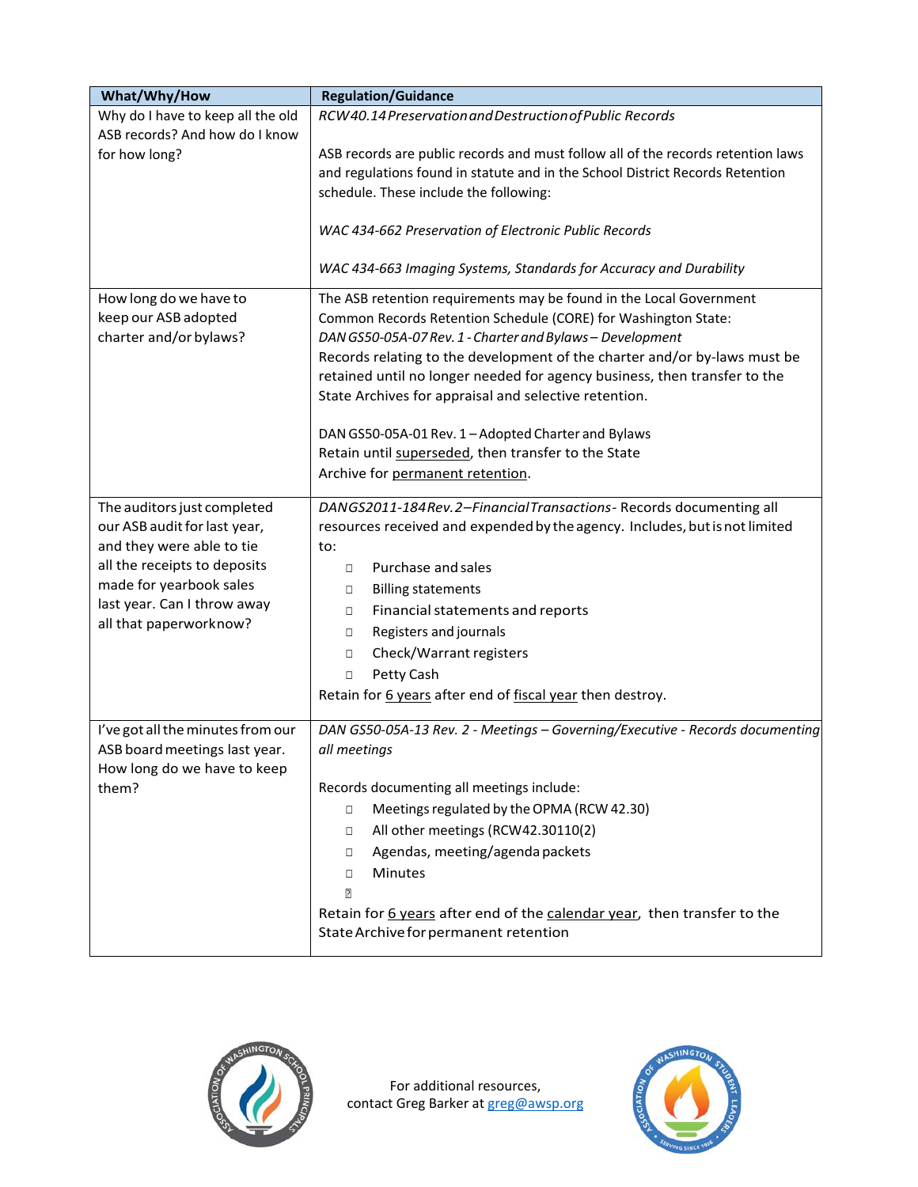| What/Why/How | Regulation/Guidance |
|---|---|
| Why do I have to keep all the old ASB records? And how do I know for how long? | *RCW40.14 Preservation and Destruction of Public Records*<br><br>ASB records are public records and must follow all of the records retention laws and regulations found in statute and in the School District Records Retention schedule. These include the following:<br><br>*WAC 434-662 Preservation of Electronic Public Records*<br><br>*WAC 434-663 Imaging Systems, Standards for Accuracy and Durability* |
| How long do we have to keep our ASB adopted charter and/or bylaws? | The ASB retention requirements may be found in the Local Government Common Records Retention Schedule (CORE) for Washington State:<br>*DAN GS50-05A-07 Rev. 1 - Charter and Bylaws – Development*<br>Records relating to the development of the charter and/or by-laws must be retained until no longer needed for agency business, then transfer to the State Archives for appraisal and selective retention.<br><br>DAN GS50-05A-01 Rev. 1 – Adopted Charter and Bylaws<br>Retain until <u>superseded</u>, then transfer to the State Archive for <u>permanent retention</u>. |
| The auditors just completed our ASB audit for last year, and they were able to tie all the receipts to deposits made for yearbook sales last year. Can I throw away all that paperwork now? | *DANGS2011-184 Rev.2 – Financial Transactions*- Records documenting all resources received and expended by the agency. Includes, but is not limited to:<br>□ Purchase and sales<br>□ Billing statements<br>□ Financial statements and reports<br>□ Registers and journals<br>□ Check/Warrant registers<br>□ Petty Cash<br>Retain for <u>6 years</u> after end of <u>fiscal year</u> then destroy. |
| I've got all the minutes from our ASB board meetings last year. How long do we have to keep them? | *DAN GS50-05A-13 Rev. 2 - Meetings – Governing/Executive - Records documenting all meetings*<br><br>Records documenting all meetings include:<br>□ Meetings regulated by the OPMA (RCW 42.30)<br>□ All other meetings (RCW42.30110(2)<br>□ Agendas, meeting/agenda packets<br>□ Minutes<br><br>Retain for <u>6 years</u> after end of the <u>calendar year</u>, then transfer to the State Archive for permanent retention |

For additional resources, contact Greg Barker at greg@awsp.org